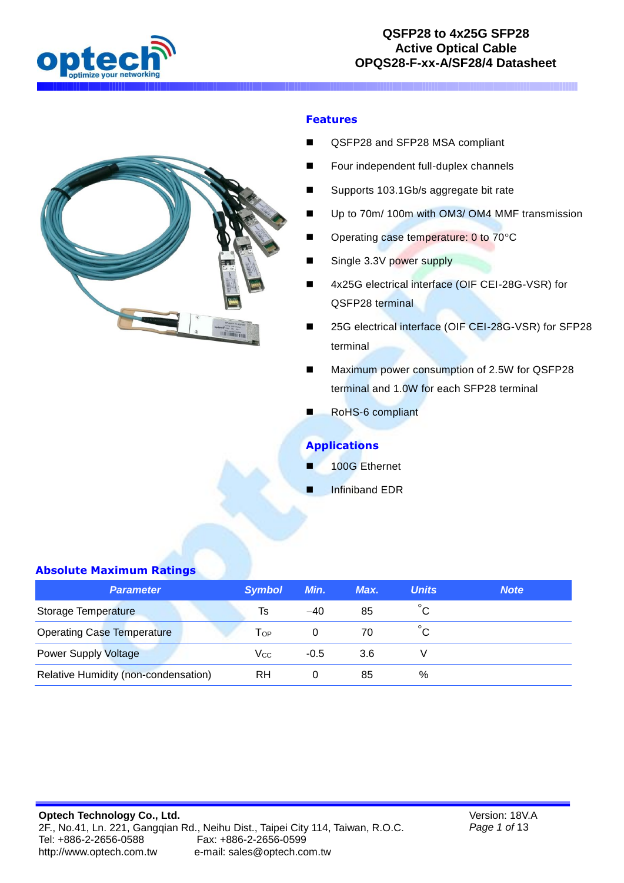# QSFP28 to 4x25G SFP28 Active Optical Cable OPQS28-F-xx-A/SF28/4 Datasheet

## Features

- QSFP28 and SFP28 MSA compliant
- Four independent full-duplex channels
- Supports 103.1Gb/s aggregate bit rate
- Up to 70m/ 100m with OM3/ OM4 MMF transmission
- Operating case temperature: 0 to 70°C
- Single 3.3V power supply
- 4x25G electrical interface (OIF CEI-28G-VSR) for QSFP28 terminal
- 25G electrical interface (OIF CEI-28G-VSR) for SFP28 terminal
- Maximum power consumption of 2.5W for QSFP28 terminal and 1.0W for each SFP28 terminal
- RoHS-6 compliant

## Applications

- 100G Ethernet
- Infiniband EDR

## Absolute Maximum Ratings

| Parameter | Symbol | Min. | Max. | Units | Note |
|---|---|---|---|---|---|
| Storage Temperature | Ts | –40 | 85 | °C | |
| Operating Case Temperature | $T_{OP}$ | 0 | 70 | °C | |
| Power Supply Voltage | $V_{CC}$ | -0.5 | 3.6 | V | |
| Relative Humidity (non-condensation) | RH | 0 | 85 | % | |

**Optech Technology Co., Ltd.**
2F., No.41, Ln. 221, Gangqian Rd., Neihu Dist., Taipei City 114, Taiwan, R.O.C.
Tel: +886-2-2656-0588 Fax: +886-2-2656-0599
http://www.optech.com.tw e-mail: sales@optech.com.tw

Version: 18V.A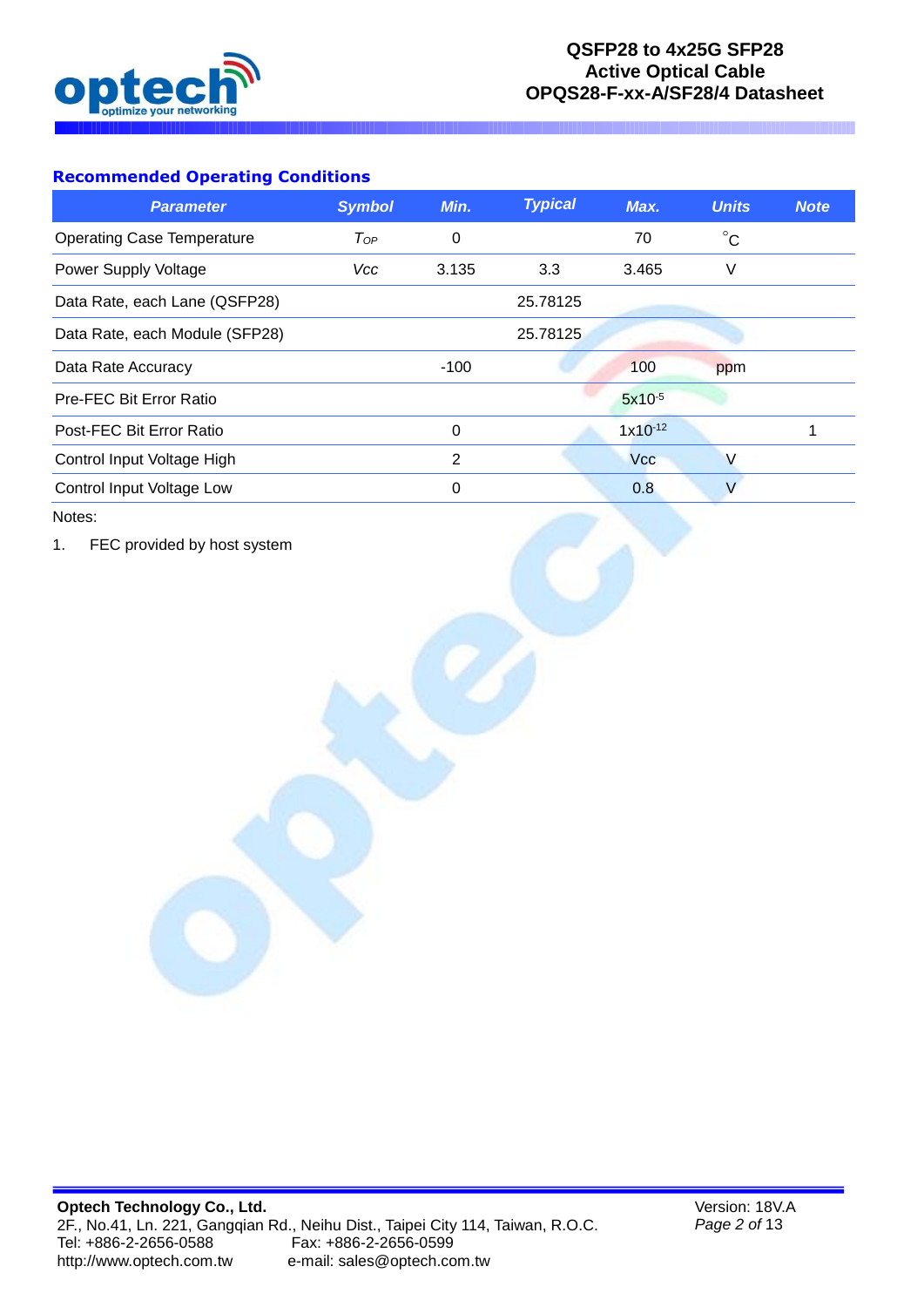## Recommended Operating Conditions

| Parameter | Symbol | Min. | Typical | Max. | Units | Note |
|---|---|---|---|---|---|---|
| Operating Case Temperature | $T_{OP}$ | 0 | | 70 | °C | |
| Power Supply Voltage | Vcc | 3.135 | 3.3 | 3.465 | V | |
| Data Rate, each Lane (QSFP28) | | | 25.78125 | | | |
| Data Rate, each Module (SFP28) | | | 25.78125 | | | |
| Data Rate Accuracy | | -100 | | 100 | ppm | |
| Pre-FEC Bit Error Ratio | | | | $5x10^{-5}$ | | |
| Post-FEC Bit Error Ratio | | 0 | | $1x10^{-12}$ | | 1 |
| Control Input Voltage High | | 2 | | Vcc | V | |
| Control Input Voltage Low | | 0 | | 0.8 | V | |

Notes:

1. FEC provided by host system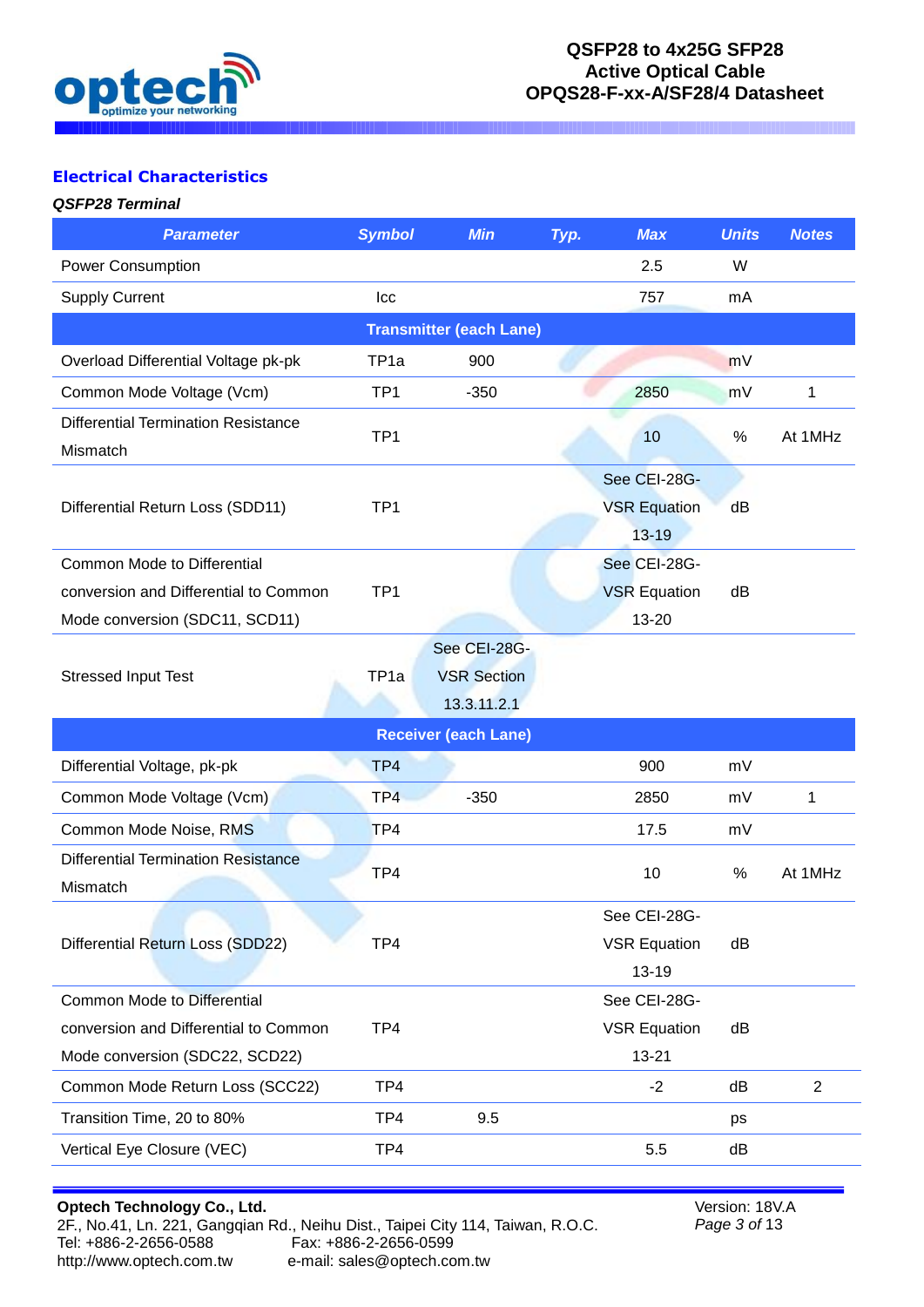## Electrical Characteristics

### *QSFP28 Terminal*

| Parameter | Symbol | Min | Typ. | Max | Units | Notes |
|---|---|---|---|---|---|---|
| Power Consumption | | | | 2.5 | W | |
| Supply Current | Icc | | | 757 | mA | |
| **Transmitter (each Lane)** | | | | | | |
| Overload Differential Voltage pk-pk | TP1a | 900 | | | mV | |
| Common Mode Voltage (Vcm) | TP1 | -350 | | 2850 | mV | 1 |
| Differential Termination Resistance Mismatch | TP1 | | | 10 | % | At 1MHz |
| Differential Return Loss (SDD11) | TP1 | | | See CEI-28G-VSR Equation 13-19 | dB | |
| Common Mode to Differential conversion and Differential to Common Mode conversion (SDC11, SCD11) | TP1 | | | See CEI-28G-VSR Equation 13-20 | dB | |
| Stressed Input Test | TP1a | See CEI-28G-VSR Section 13.3.11.2.1 | | | | |
| **Receiver (each Lane)** | | | | | | |
| Differential Voltage, pk-pk | TP4 | | | 900 | mV | |
| Common Mode Voltage (Vcm) | TP4 | -350 | | 2850 | mV | 1 |
| Common Mode Noise, RMS | TP4 | | | 17.5 | mV | |
| Differential Termination Resistance Mismatch | TP4 | | | 10 | % | At 1MHz |
| Differential Return Loss (SDD22) | TP4 | | | See CEI-28G-VSR Equation 13-19 | dB | |
| Common Mode to Differential conversion and Differential to Common Mode conversion (SDC22, SCD22) | TP4 | | | See CEI-28G-VSR Equation 13-21 | dB | |
| Common Mode Return Loss (SCC22) | TP4 | | | -2 | dB | 2 |
| Transition Time, 20 to 80% | TP4 | 9.5 | | | ps | |
| Vertical Eye Closure (VEC) | TP4 | | | 5.5 | dB | |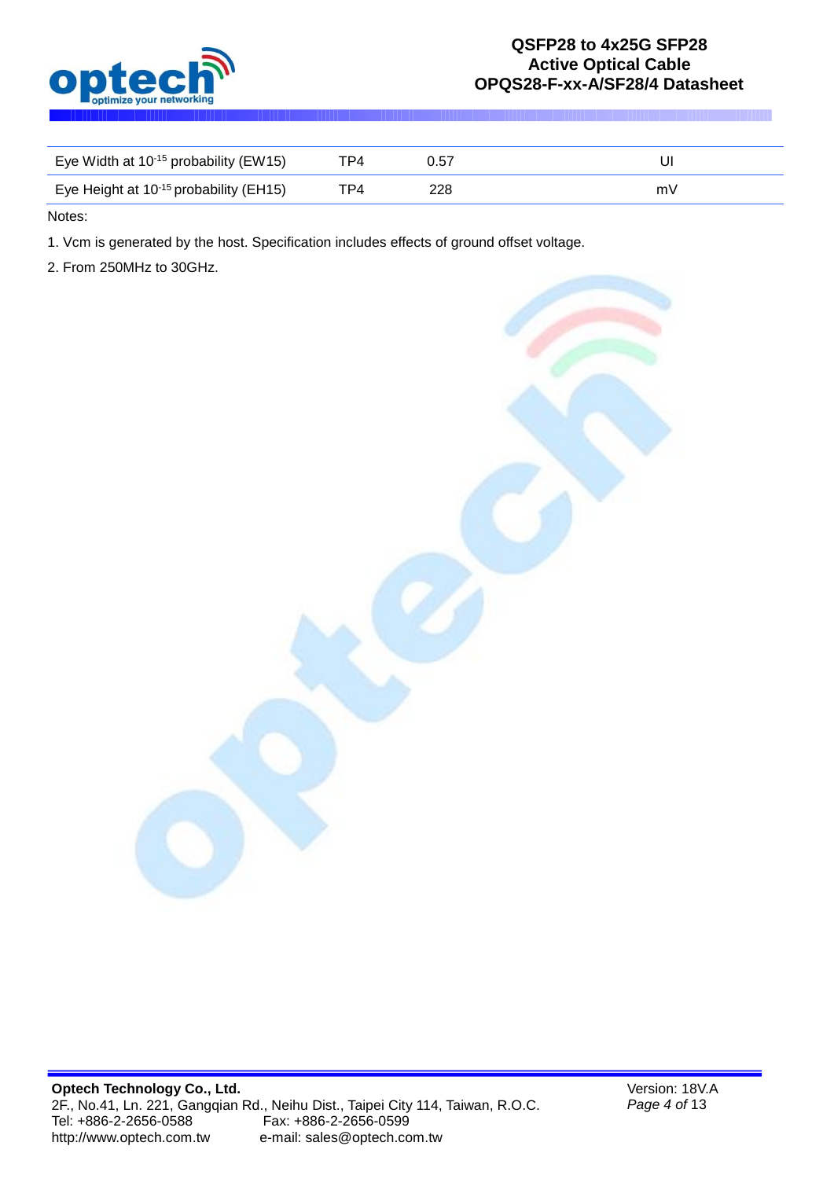| Eye Width at $10^{-15}$ probability (EW15) | TP4 | 0.57 | UI |
|---|---|---|---|
| Eye Height at $10^{-15}$ probability (EH15) | TP4 | 228 | mV |

Notes:

1. Vcm is generated by the host. Specification includes effects of ground offset voltage.

2. From 250MHz to 30GHz.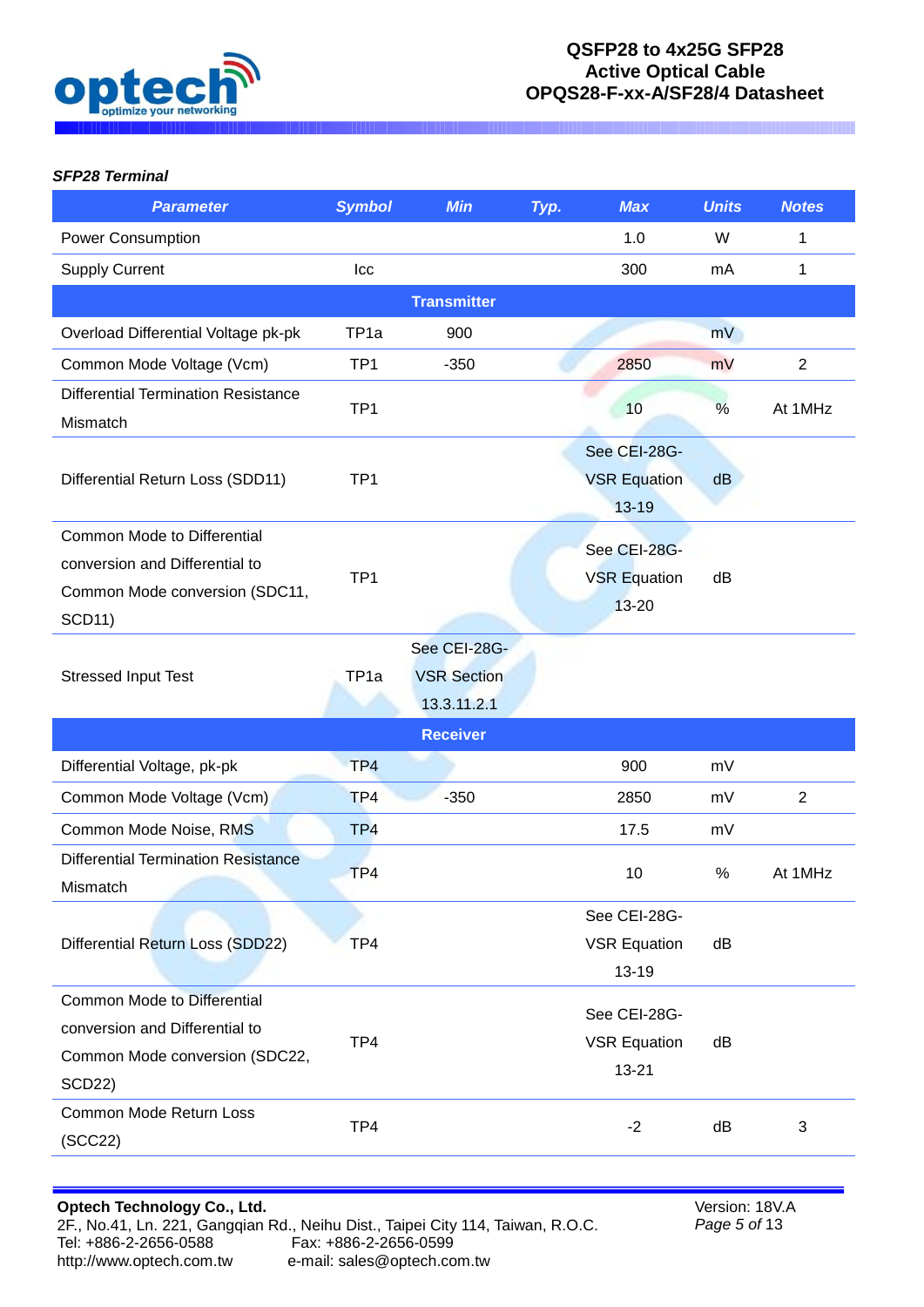***SFP28 Terminal***

| Parameter | Symbol | Min | Typ. | Max | Units | Notes |
|---|---|---|---|---|---|---|
| Power Consumption | | | | 1.0 | W | 1 |
| Supply Current | Icc | | | 300 | mA | 1 |
| **Transmitter** | | | | | | |
| Overload Differential Voltage pk-pk | TP1a | 900 | | | mV | |
| Common Mode Voltage (Vcm) | TP1 | -350 | | 2850 | mV | 2 |
| Differential Termination Resistance Mismatch | TP1 | | | 10 | % | At 1MHz |
| Differential Return Loss (SDD11) | TP1 | | | See CEI-28G-VSR Equation 13-19 | dB | |
| Common Mode to Differential conversion and Differential to Common Mode conversion (SDC11, SCD11) | TP1 | | | See CEI-28G-VSR Equation 13-20 | dB | |
| Stressed Input Test | TP1a | See CEI-28G-VSR Section 13.3.11.2.1 | | | | |
| **Receiver** | | | | | | |
| Differential Voltage, pk-pk | TP4 | | | 900 | mV | |
| Common Mode Voltage (Vcm) | TP4 | -350 | | 2850 | mV | 2 |
| Common Mode Noise, RMS | TP4 | | | 17.5 | mV | |
| Differential Termination Resistance Mismatch | TP4 | | | 10 | % | At 1MHz |
| Differential Return Loss (SDD22) | TP4 | | | See CEI-28G-VSR Equation 13-19 | dB | |
| Common Mode to Differential conversion and Differential to Common Mode conversion (SDC22, SCD22) | TP4 | | | See CEI-28G-VSR Equation 13-21 | dB | |
| Common Mode Return Loss (SCC22) | TP4 | | | -2 | dB | 3 |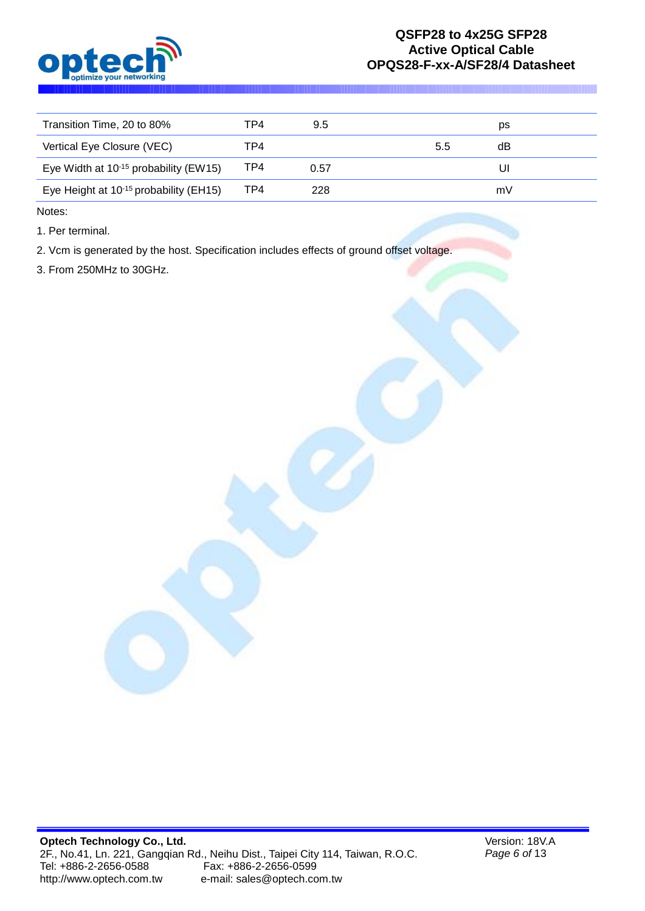| Transition Time, 20 to 80% | TP4 | 9.5 | | ps |
|---|---|---|---|---|
| Vertical Eye Closure (VEC) | TP4 | | 5.5 | dB |
| Eye Width at $10^{-15}$ probability (EW15) | TP4 | 0.57 | | UI |
| Eye Height at $10^{-15}$ probability (EH15) | TP4 | 228 | | mV |

Notes:

1. Per terminal.

2. Vcm is generated by the host. Specification includes effects of ground offset voltage.

3. From 250MHz to 30GHz.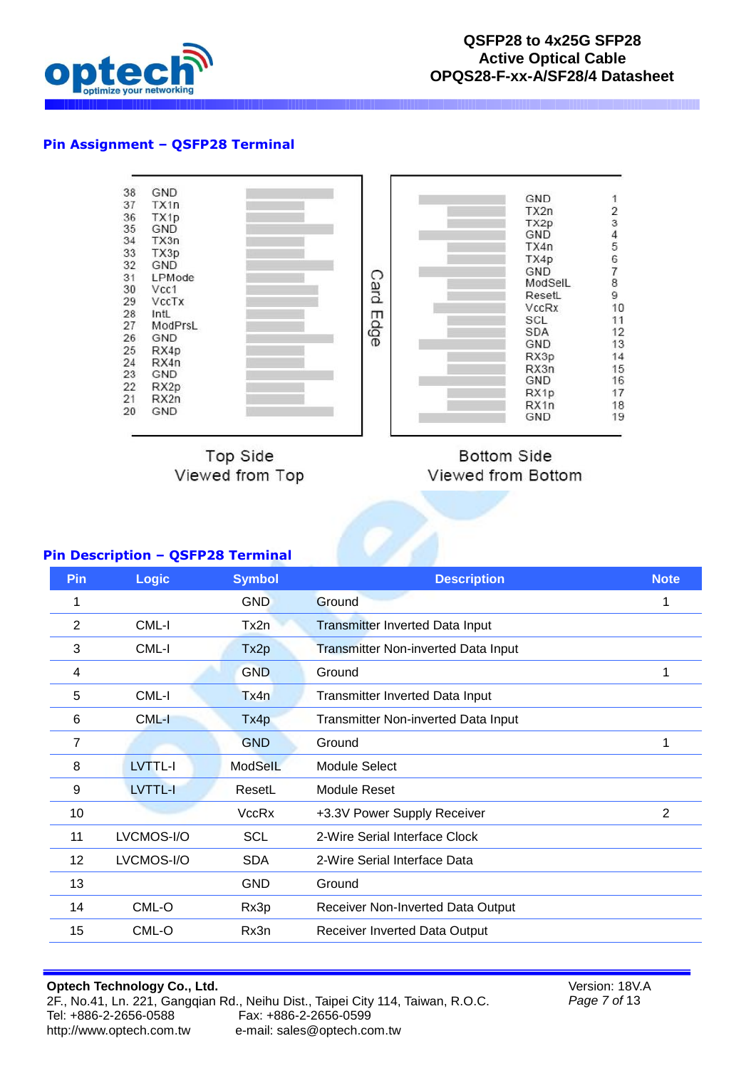## Pin Assignment – QSFP28 Terminal

| Pin | Top Side |
|---|---|
| 38 | GND |
| 37 | TX1n |
| 36 | TX1p |
| 35 | GND |
| 34 | TX3n |
| 33 | TX3p |
| 32 | GND |
| 31 | LPMode |
| 30 | Vcc1 |
| 29 | VccTx |
| 28 | IntL |
| 27 | ModPrsL |
| 26 | GND |
| 25 | RX4p |
| 24 | RX4n |
| 23 | GND |
| 22 | RX2p |
| 21 | RX2n |
| 20 | GND |

| Bottom Side | Pin |
|---|---|
| GND | 1 |
| TX2n | 2 |
| TX2p | 3 |
| GND | 4 |
| TX4n | 5 |
| TX4p | 6 |
| GND | 7 |
| ModSelL | 8 |
| ResetL | 9 |
| VccRx | 10 |
| SCL | 11 |
| SDA | 12 |
| GND | 13 |
| RX3p | 14 |
| RX3n | 15 |
| GND | 16 |
| RX1p | 17 |
| RX1n | 18 |
| GND | 19 |

Card Edge

Top Side
Viewed from Top

Bottom Side
Viewed from Bottom

## Pin Description – QSFP28 Terminal

| Pin | Logic | Symbol | Description | Note |
|---|---|---|---|---|
| 1 | | GND | Ground | 1 |
| 2 | CML-I | Tx2n | Transmitter Inverted Data Input | |
| 3 | CML-I | Tx2p | Transmitter Non-inverted Data Input | |
| 4 | | GND | Ground | 1 |
| 5 | CML-I | Tx4n | Transmitter Inverted Data Input | |
| 6 | CML-I | Tx4p | Transmitter Non-inverted Data Input | |
| 7 | | GND | Ground | 1 |
| 8 | LVTTL-I | ModSelL | Module Select | |
| 9 | LVTTL-I | ResetL | Module Reset | |
| 10 | | VccRx | +3.3V Power Supply Receiver | 2 |
| 11 | LVCMOS-I/O | SCL | 2-Wire Serial Interface Clock | |
| 12 | LVCMOS-I/O | SDA | 2-Wire Serial Interface Data | |
| 13 | | GND | Ground | |
| 14 | CML-O | Rx3p | Receiver Non-Inverted Data Output | |
| 15 | CML-O | Rx3n | Receiver Inverted Data Output | |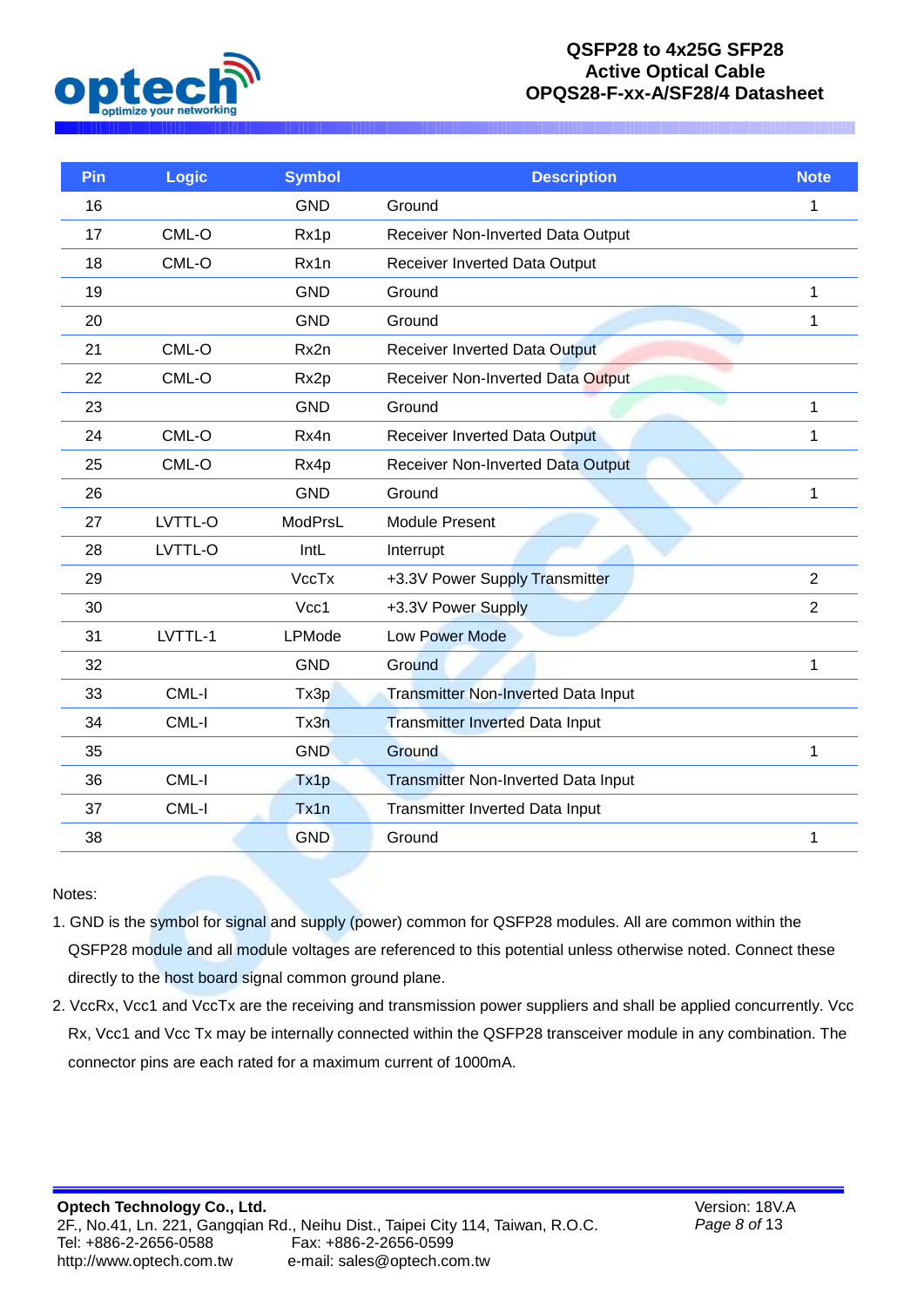| Pin | Logic | Symbol | Description | Note |
|---|---|---|---|---|
| 16 | | GND | Ground | 1 |
| 17 | CML-O | Rx1p | Receiver Non-Inverted Data Output | |
| 18 | CML-O | Rx1n | Receiver Inverted Data Output | |
| 19 | | GND | Ground | 1 |
| 20 | | GND | Ground | 1 |
| 21 | CML-O | Rx2n | Receiver Inverted Data Output | |
| 22 | CML-O | Rx2p | Receiver Non-Inverted Data Output | |
| 23 | | GND | Ground | 1 |
| 24 | CML-O | Rx4n | Receiver Inverted Data Output | 1 |
| 25 | CML-O | Rx4p | Receiver Non-Inverted Data Output | |
| 26 | | GND | Ground | 1 |
| 27 | LVTTL-O | ModPrsL | Module Present | |
| 28 | LVTTL-O | IntL | Interrupt | |
| 29 | | VccTx | +3.3V Power Supply Transmitter | 2 |
| 30 | | Vcc1 | +3.3V Power Supply | 2 |
| 31 | LVTTL-1 | LPMode | Low Power Mode | |
| 32 | | GND | Ground | 1 |
| 33 | CML-I | Tx3p | Transmitter Non-Inverted Data Input | |
| 34 | CML-I | Tx3n | Transmitter Inverted Data Input | |
| 35 | | GND | Ground | 1 |
| 36 | CML-I | Tx1p | Transmitter Non-Inverted Data Input | |
| 37 | CML-I | Tx1n | Transmitter Inverted Data Input | |
| 38 | | GND | Ground | 1 |

Notes:

1. GND is the symbol for signal and supply (power) common for QSFP28 modules. All are common within the QSFP28 module and all module voltages are referenced to this potential unless otherwise noted. Connect these directly to the host board signal common ground plane.
2. VccRx, Vcc1 and VccTx are the receiving and transmission power suppliers and shall be applied concurrently. Vcc Rx, Vcc1 and Vcc Tx may be internally connected within the QSFP28 transceiver module in any combination. The connector pins are each rated for a maximum current of 1000mA.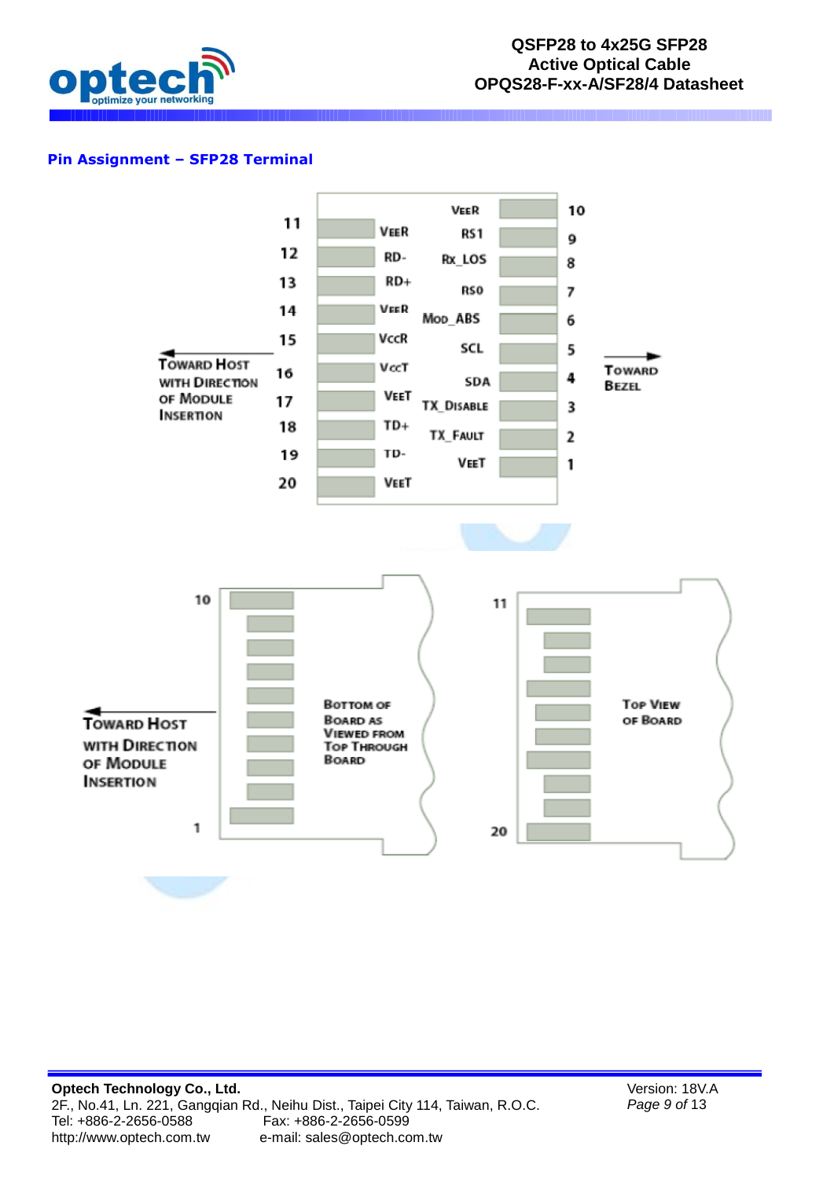## Pin Assignment – SFP28 Terminal

| Pin | Signal | | Pin | Signal |
|---|---|---|---|---|
| 11 | VeeR | | 10 | VeeR |
| 12 | RD- | | 9 | RS1 |
| 13 | RD+ | | 8 | Rx_LOS |
| 14 | VeeR | | 7 | RS0 |
| 15 | VccR | | 6 | Mod_ABS |
| 16 | VccT | | 5 | SCL |
| 17 | VeeT | | 4 | SDA |
| 18 | TD+ | | 3 | TX_Disable |
| 19 | TD- | | 2 | TX_Fault |
| 20 | VeeT | | 1 | VeeT |

← Toward Host with Direction of Module Insertion

→ Toward Bezel

Bottom of Board as Viewed from Top Through Board (pins 10 to 1)

Top View of Board (pins 11 to 20)

← Toward Host with Direction of Module Insertion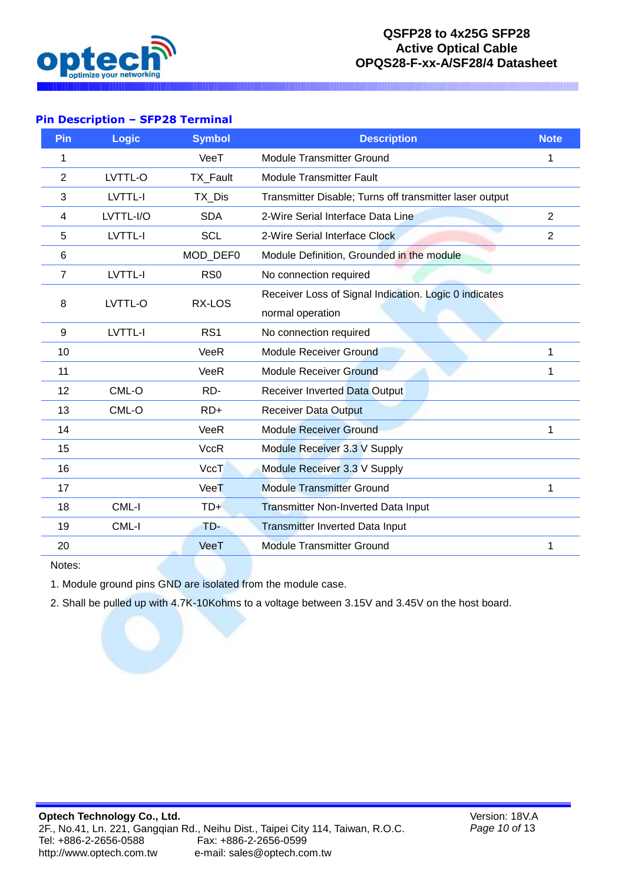## Pin Description – SFP28 Terminal

| Pin | Logic | Symbol | Description | Note |
|---|---|---|---|---|
| 1 | | VeeT | Module Transmitter Ground | 1 |
| 2 | LVTTL-O | TX_Fault | Module Transmitter Fault | |
| 3 | LVTTL-I | TX_Dis | Transmitter Disable; Turns off transmitter laser output | |
| 4 | LVTTL-I/O | SDA | 2-Wire Serial Interface Data Line | 2 |
| 5 | LVTTL-I | SCL | 2-Wire Serial Interface Clock | 2 |
| 6 | | MOD_DEF0 | Module Definition, Grounded in the module | |
| 7 | LVTTL-I | RS0 | No connection required | |
| 8 | LVTTL-O | RX-LOS | Receiver Loss of Signal Indication. Logic 0 indicates normal operation | |
| 9 | LVTTL-I | RS1 | No connection required | |
| 10 | | VeeR | Module Receiver Ground | 1 |
| 11 | | VeeR | Module Receiver Ground | 1 |
| 12 | CML-O | RD- | Receiver Inverted Data Output | |
| 13 | CML-O | RD+ | Receiver Data Output | |
| 14 | | VeeR | Module Receiver Ground | 1 |
| 15 | | VccR | Module Receiver 3.3 V Supply | |
| 16 | | VccT | Module Receiver 3.3 V Supply | |
| 17 | | VeeT | Module Transmitter Ground | 1 |
| 18 | CML-I | TD+ | Transmitter Non-Inverted Data Input | |
| 19 | CML-I | TD- | Transmitter Inverted Data Input | |
| 20 | | VeeT | Module Transmitter Ground | 1 |

Notes:

1. Module ground pins GND are isolated from the module case.
2. Shall be pulled up with 4.7K-10Kohms to a voltage between 3.15V and 3.45V on the host board.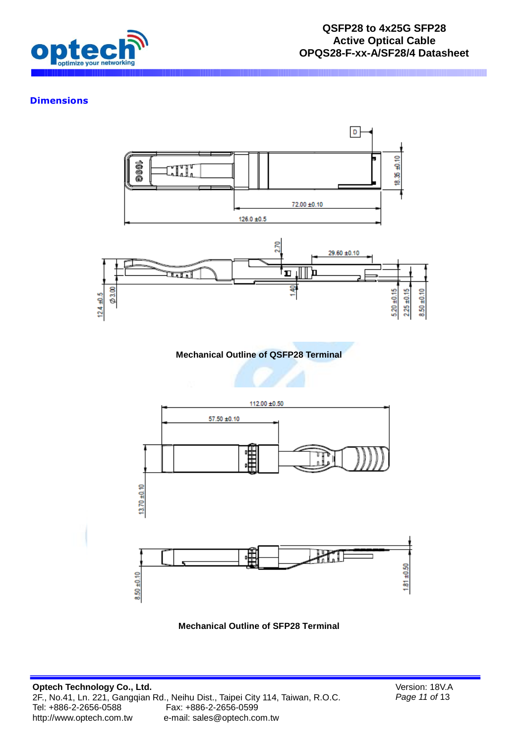## Dimensions

Mechanical Outline of QSFP28 Terminal

Mechanical Outline of SFP28 Terminal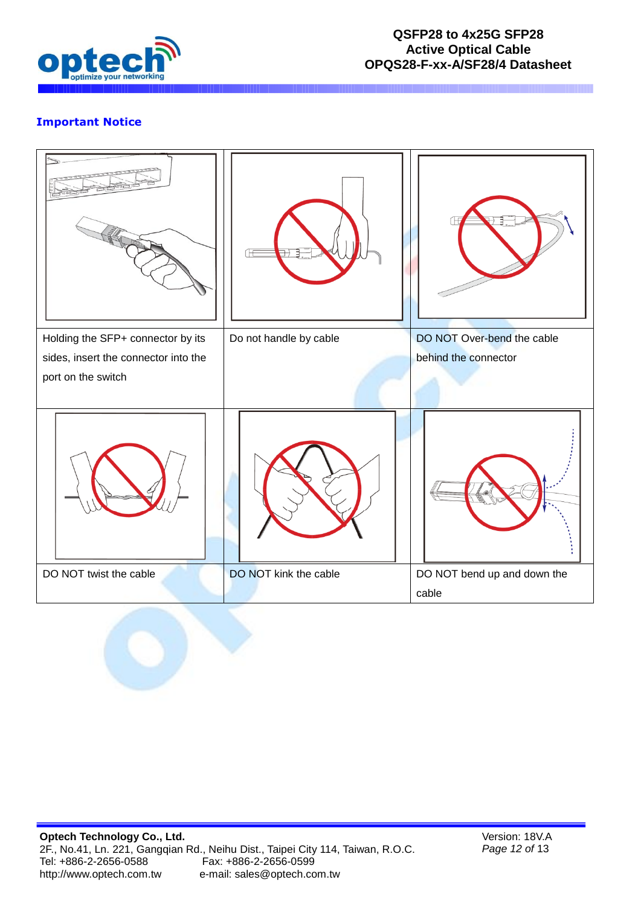## Important Notice

| | | |
|---|---|---|
| Holding the SFP+ connector by its sides, insert the connector into the port on the switch | Do not handle by cable | DO NOT Over-bend the cable behind the connector |
| | | |
| DO NOT twist the cable | DO NOT kink the cable | DO NOT bend up and down the cable |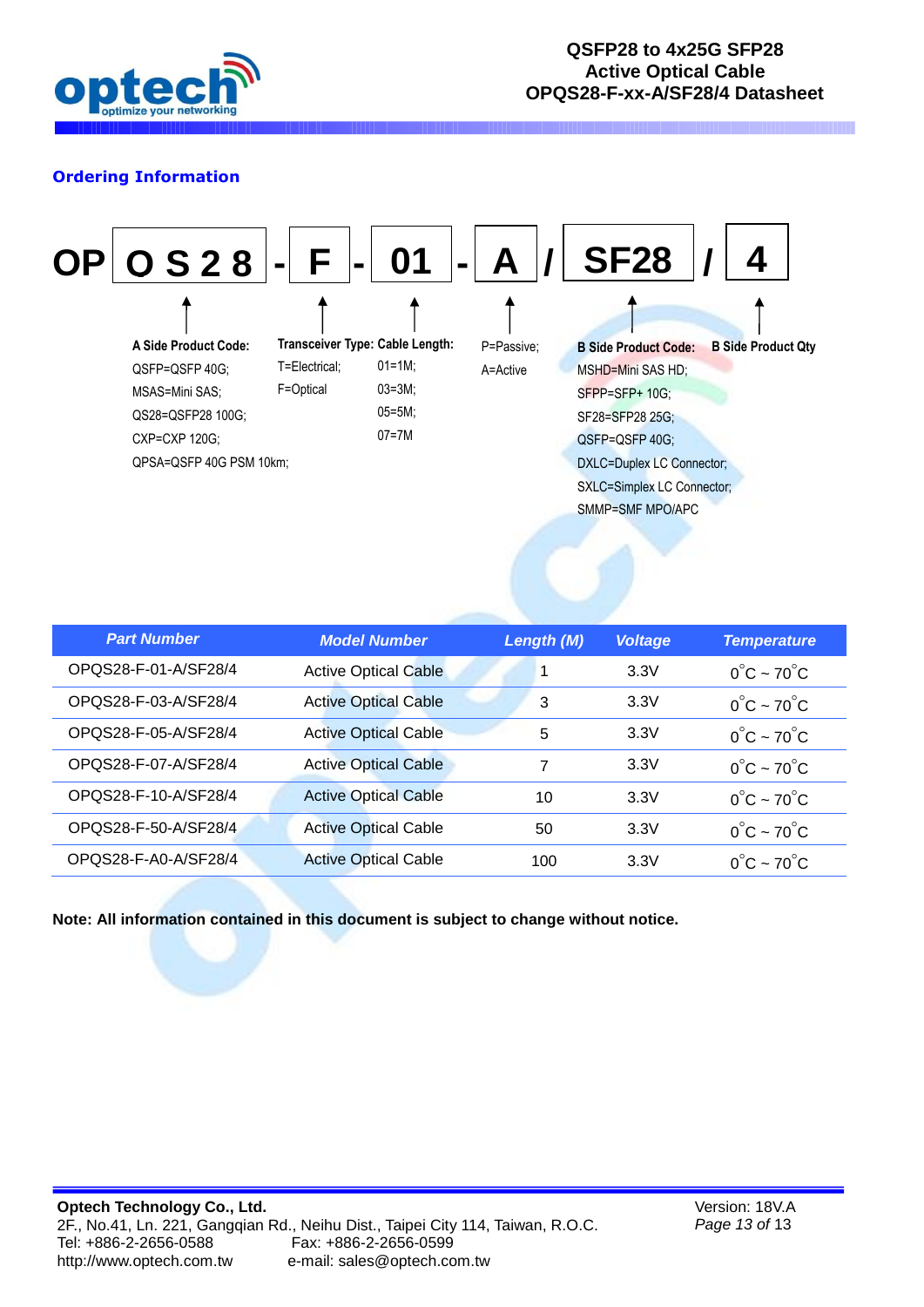## Ordering Information

OP | OS28 | - | F | - | 01 | - | A | / | SF28 | / | 4

**A Side Product Code:**
QSFP=QSFP 40G;
MSAS=Mini SAS;
QS28=QSFP28 100G;
CXP=CXP 120G;
QPSA=QSFP 40G PSM 10km;

**Transceiver Type:**
T=Electrical;
F=Optical

**Cable Length:**
01=1M;
03=3M;
05=5M;
07=7M

P=Passive;
A=Active

**B Side Product Code:**
MSHD=Mini SAS HD;
SFPP=SFP+ 10G;
SF28=SFP28 25G;
QSFP=QSFP 40G;
DXLC=Duplex LC Connector;
SXLC=Simplex LC Connector;
SMMP=SMF MPO/APC

**B Side Product Qty**

| Part Number | Model Number | Length (M) | Voltage | Temperature |
|---|---|---|---|---|
| OPQS28-F-01-A/SF28/4 | Active Optical Cable | 1 | 3.3V | 0°C ~ 70°C |
| OPQS28-F-03-A/SF28/4 | Active Optical Cable | 3 | 3.3V | 0°C ~ 70°C |
| OPQS28-F-05-A/SF28/4 | Active Optical Cable | 5 | 3.3V | 0°C ~ 70°C |
| OPQS28-F-07-A/SF28/4 | Active Optical Cable | 7 | 3.3V | 0°C ~ 70°C |
| OPQS28-F-10-A/SF28/4 | Active Optical Cable | 10 | 3.3V | 0°C ~ 70°C |
| OPQS28-F-50-A/SF28/4 | Active Optical Cable | 50 | 3.3V | 0°C ~ 70°C |
| OPQS28-F-A0-A/SF28/4 | Active Optical Cable | 100 | 3.3V | 0°C ~ 70°C |

**Note: All information contained in this document is subject to change without notice.**

**Optech Technology Co., Ltd.**
2F., No.41, Ln. 221, Gangqian Rd., Neihu Dist., Taipei City 114, Taiwan, R.O.C.
Tel: +886-2-2656-0588 Fax: +886-2-2656-0599
http://www.optech.com.tw e-mail: sales@optech.com.tw

Version: 18V.A